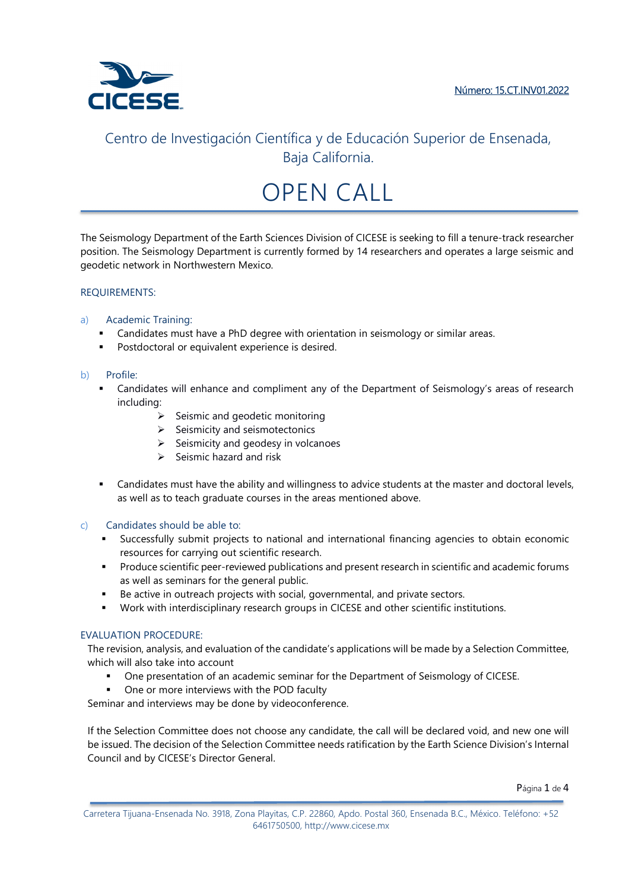Número: 15.CT.INV01.2022

Centro de Investigación Científica y de Educación Superior de Ensenada, Baja California.

# OPEN CALL

The Seismology Department of the Earth Sciences Division of CICESE is seeking to fill a tenure-track researcher position. The Seismology Department is currently formed by 14 researchers and operates a large seismic and geodetic network in Northwestern Mexico.

## REQUIREMENTS:

a) Academic Training:

- Candidates must have a PhD degree with orientation in seismology or similar areas.
- Postdoctoral or equivalent experience is desired.

b) Profile:

- Candidates will enhance and compliment any of the Department of Seismology's areas of research including:
  - Seismic and geodetic monitoring
  - Seismicity and seismotectonics
  - Seismicity and geodesy in volcanoes
  - Seismic hazard and risk

- Candidates must have the ability and willingness to advice students at the master and doctoral levels, as well as to teach graduate courses in the areas mentioned above.

c) Candidates should be able to:

- Successfully submit projects to national and international financing agencies to obtain economic resources for carrying out scientific research.
- Produce scientific peer-reviewed publications and present research in scientific and academic forums as well as seminars for the general public.
- Be active in outreach projects with social, governmental, and private sectors.
- Work with interdisciplinary research groups in CICESE and other scientific institutions.

## EVALUATION PROCEDURE:

The revision, analysis, and evaluation of the candidate's applications will be made by a Selection Committee, which will also take into account

- One presentation of an academic seminar for the Department of Seismology of CICESE.
- One or more interviews with the POD faculty

Seminar and interviews may be done by videoconference.

If the Selection Committee does not choose any candidate, the call will be declared void, and new one will be issued. The decision of the Selection Committee needs ratification by the Earth Science Division's Internal Council and by CICESE's Director General.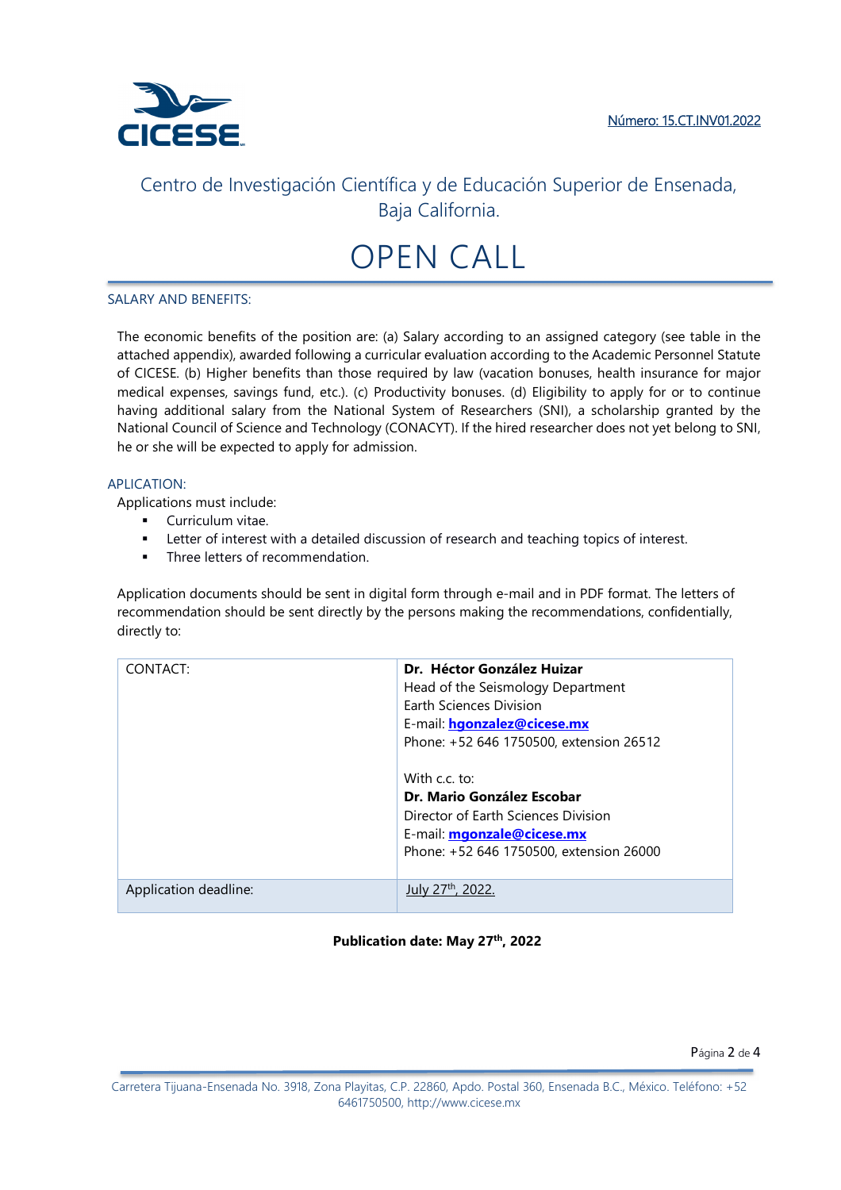Número: 15.CT.INV01.2022

Centro de Investigación Científica y de Educación Superior de Ensenada, Baja California.

# OPEN CALL

## SALARY AND BENEFITS:

The economic benefits of the position are: (a) Salary according to an assigned category (see table in the attached appendix), awarded following a curricular evaluation according to the Academic Personnel Statute of CICESE. (b) Higher benefits than those required by law (vacation bonuses, health insurance for major medical expenses, savings fund, etc.). (c) Productivity bonuses. (d) Eligibility to apply for or to continue having additional salary from the National System of Researchers (SNI), a scholarship granted by the National Council of Science and Technology (CONACYT). If the hired researcher does not yet belong to SNI, he or she will be expected to apply for admission.

## APLICATION:

Applications must include:

- Curriculum vitae.
- Letter of interest with a detailed discussion of research and teaching topics of interest.
- Three letters of recommendation.

Application documents should be sent in digital form through e-mail and in PDF format. The letters of recommendation should be sent directly by the persons making the recommendations, confidentially, directly to:

| CONTACT: | **Dr. Héctor González Huizar**<br>Head of the Seismology Department<br>Earth Sciences Division<br>E-mail: **hgonzalez@cicese.mx**<br>Phone: +52 646 1750500, extension 26512<br><br>With c.c. to:<br>**Dr. Mario González Escobar**<br>Director of Earth Sciences Division<br>E-mail: **mgonzale@cicese.mx**<br>Phone: +52 646 1750500, extension 26000 |
|---|---|
| Application deadline: | July 27th, 2022. |

**Publication date: May 27th, 2022**

Carretera Tijuana-Ensenada No. 3918, Zona Playitas, C.P. 22860, Apdo. Postal 360, Ensenada B.C., México. Teléfono: +52 6461750500, http://www.cicese.mx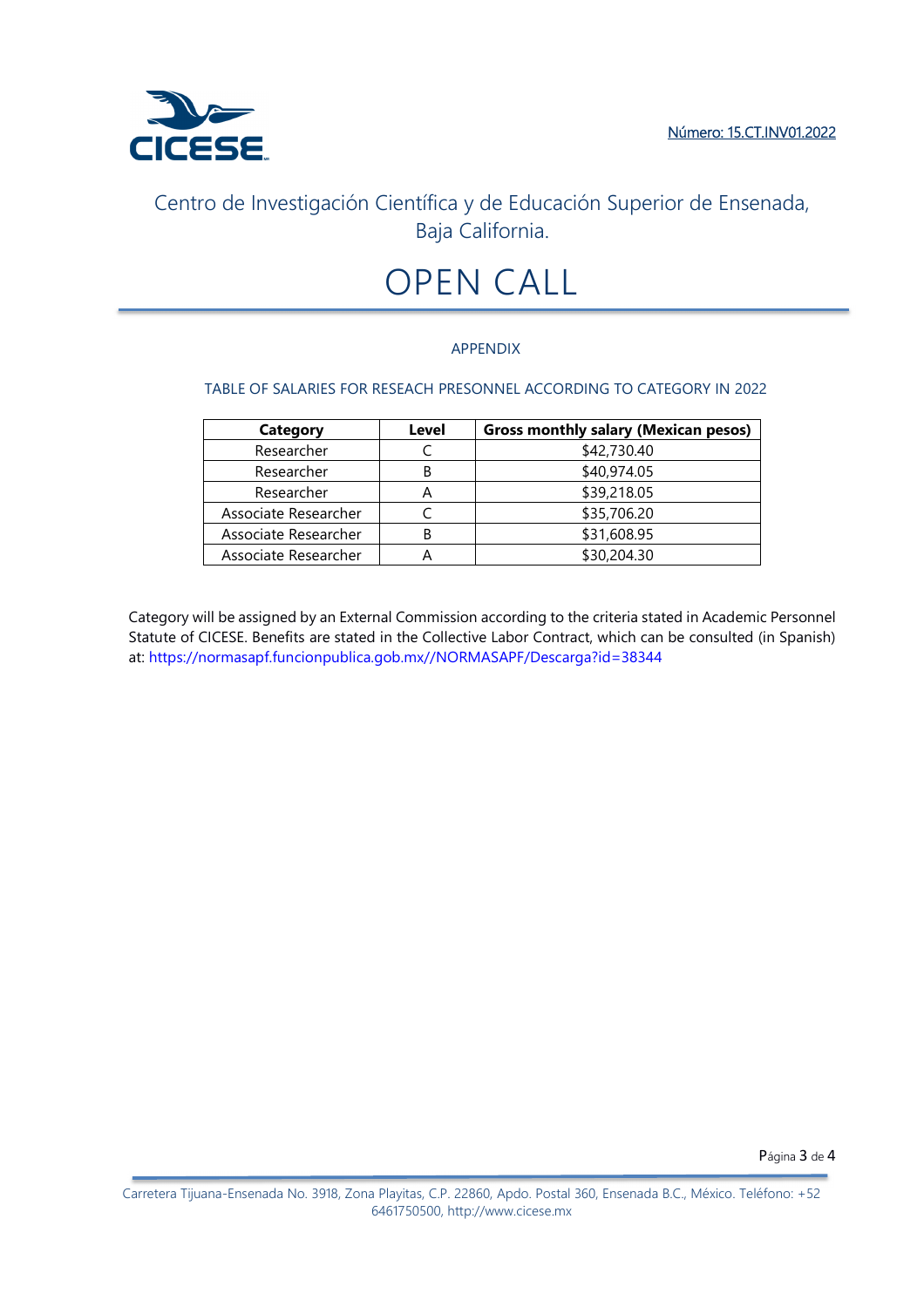Número: 15.CT.INV01.2022

Centro de Investigación Científica y de Educación Superior de Ensenada, Baja California.

# OPEN CALL

## APPENDIX

### TABLE OF SALARIES FOR RESEACH PRESONNEL ACCORDING TO CATEGORY IN 2022

| Category | Level | Gross monthly salary (Mexican pesos) |
|---|---|---|
| Researcher | C | $42,730.40 |
| Researcher | B | $40,974.05 |
| Researcher | A | $39,218.05 |
| Associate Researcher | C | $35,706.20 |
| Associate Researcher | B | $31,608.95 |
| Associate Researcher | A | $30,204.30 |

Category will be assigned by an External Commission according to the criteria stated in Academic Personnel Statute of CICESE. Benefits are stated in the Collective Labor Contract, which can be consulted (in Spanish) at: https://normasapf.funcionpublica.gob.mx//NORMASAPF/Descarga?id=38344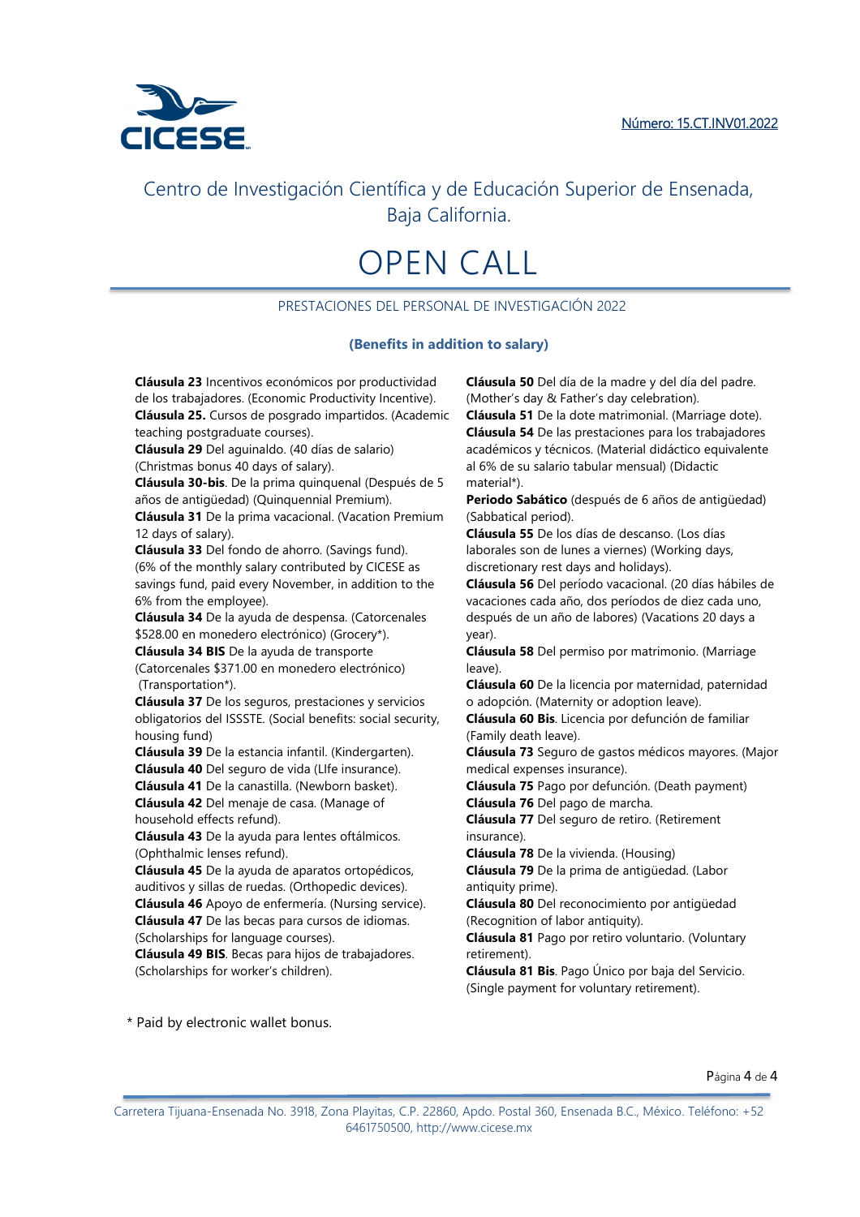Número: 15.CT.INV01.2022

Centro de Investigación Científica y de Educación Superior de Ensenada, Baja California.

# OPEN CALL

## PRESTACIONES DEL PERSONAL DE INVESTIGACIÓN 2022

### (Benefits in addition to salary)

**Cláusula 23** Incentivos económicos por productividad de los trabajadores. (Economic Productivity Incentive).
**Cláusula 25.** Cursos de posgrado impartidos. (Academic teaching postgraduate courses).
**Cláusula 29** Del aguinaldo. (40 días de salario) (Christmas bonus 40 days of salary).
**Cláusula 30-bis**. De la prima quinquenal (Después de 5 años de antigüedad) (Quinquennial Premium).
**Cláusula 31** De la prima vacacional. (Vacation Premium 12 days of salary).
**Cláusula 33** Del fondo de ahorro. (Savings fund). (6% of the monthly salary contributed by CICESE as savings fund, paid every November, in addition to the 6% from the employee).
**Cláusula 34** De la ayuda de despensa. (Catorcenales $528.00 en monedero electrónico) (Grocery*).
**Cláusula 34 BIS** De la ayuda de transporte (Catorcenales $371.00 en monedero electrónico) (Transportation*).
**Cláusula 37** De los seguros, prestaciones y servicios obligatorios del ISSSTE. (Social benefits: social security, housing fund)
**Cláusula 39** De la estancia infantil. (Kindergarten).
**Cláusula 40** Del seguro de vida (LIfe insurance).
**Cláusula 41** De la canastilla. (Newborn basket).
**Cláusula 42** Del menaje de casa. (Manage of household effects refund).
**Cláusula 43** De la ayuda para lentes oftálmicos. (Ophthalmic lenses refund).
**Cláusula 45** De la ayuda de aparatos ortopédicos, auditivos y sillas de ruedas. (Orthopedic devices).
**Cláusula 46** Apoyo de enfermería. (Nursing service).
**Cláusula 47** De las becas para cursos de idiomas. (Scholarships for language courses).
**Cláusula 49 BIS**. Becas para hijos de trabajadores. (Scholarships for worker's children).
**Cláusula 50** Del día de la madre y del día del padre. (Mother's day & Father's day celebration).
**Cláusula 51** De la dote matrimonial. (Marriage dote).
**Cláusula 54** De las prestaciones para los trabajadores académicos y técnicos. (Material didáctico equivalente al 6% de su salario tabular mensual) (Didactic material*).
**Periodo Sabático** (después de 6 años de antigüedad) (Sabbatical period).
**Cláusula 55** De los días de descanso. (Los días laborales son de lunes a viernes) (Working days, discretionary rest days and holidays).
**Cláusula 56** Del período vacacional. (20 días hábiles de vacaciones cada año, dos períodos de diez cada uno, después de un año de labores) (Vacations 20 days a year).
**Cláusula 58** Del permiso por matrimonio. (Marriage leave).
**Cláusula 60** De la licencia por maternidad, paternidad o adopción. (Maternity or adoption leave).
**Cláusula 60 Bis**. Licencia por defunción de familiar (Family death leave).
**Cláusula 73** Seguro de gastos médicos mayores. (Major medical expenses insurance).
**Cláusula 75** Pago por defunción. (Death payment)
**Cláusula 76** Del pago de marcha.
**Cláusula 77** Del seguro de retiro. (Retirement insurance).
**Cláusula 78** De la vivienda. (Housing)
**Cláusula 79** De la prima de antigüedad. (Labor antiquity prime).
**Cláusula 80** Del reconocimiento por antigüedad (Recognition of labor antiquity).
**Cláusula 81** Pago por retiro voluntario. (Voluntary retirement).
**Cláusula 81 Bis**. Pago Único por baja del Servicio. (Single payment for voluntary retirement).

\* Paid by electronic wallet bonus.

Carretera Tijuana-Ensenada No. 3918, Zona Playitas, C.P. 22860, Apdo. Postal 360, Ensenada B.C., México. Teléfono: +52 6461750500, http://www.cicese.mx